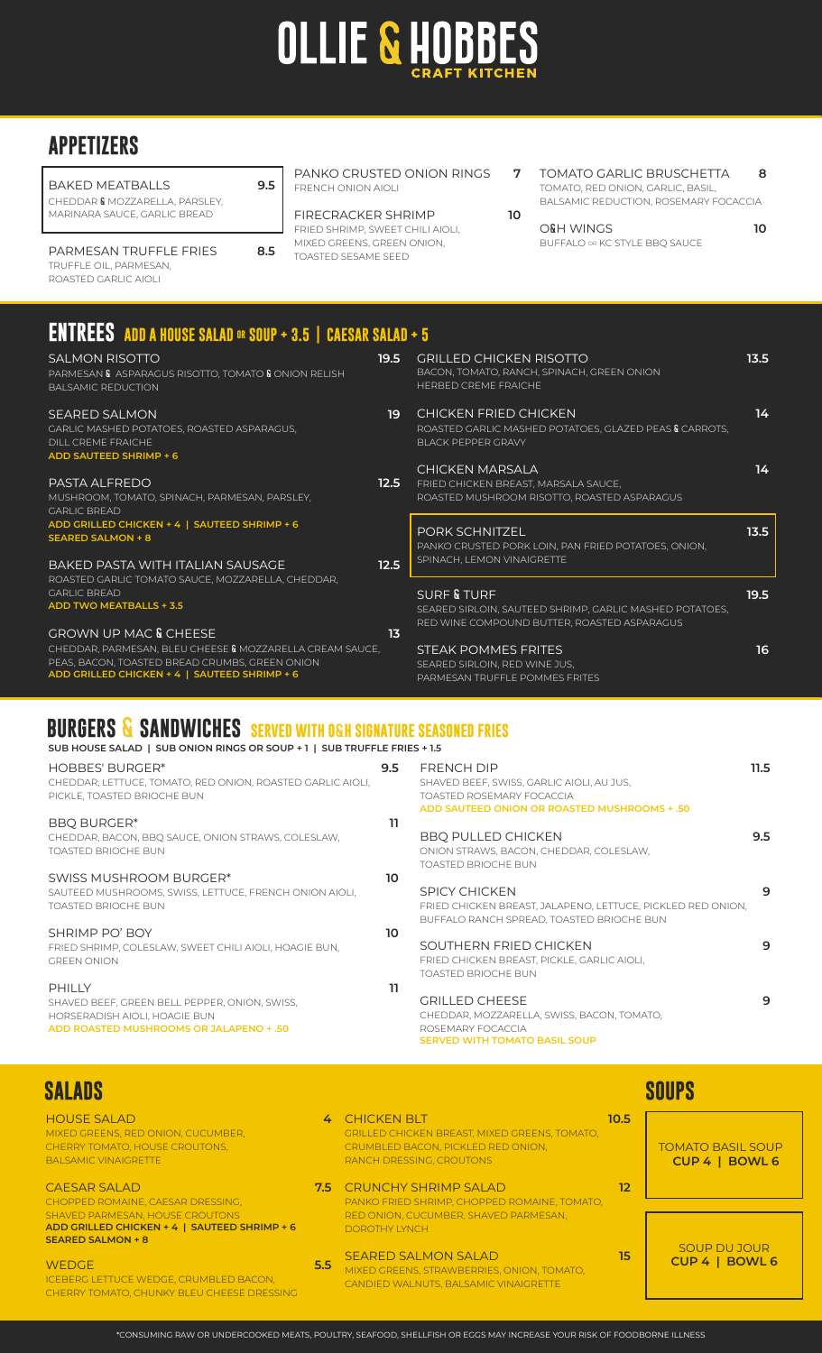# OLLIE & HOBBES
CRAFT KITCHEN

## APPETIZERS

**BAKED MEATBALLS** 9.5
CHEDDAR & MOZZARELLA, PARSLEY, MARINARA SAUCE, GARLIC BREAD

**PARMESAN TRUFFLE FRIES** 8.5
TRUFFLE OIL, PARMESAN, ROASTED GARLIC AIOLI

**PANKO CRUSTED ONION RINGS** 7
FRENCH ONION AIOLI

**FIRECRACKER SHRIMP** 10
FRIED SHRIMP, SWEET CHILI AIOLI, MIXED GREENS, GREEN ONION, TOASTED SESAME SEED

**TOMATO GARLIC BRUSCHETTA** 8
TOMATO, RED ONION, GARLIC, BASIL, BALSAMIC REDUCTION, ROSEMARY FOCACCIA

**O&H WINGS** 10
BUFFALO OR KC STYLE BBQ SAUCE

## ENTREES ADD A HOUSE SALAD OR SOUP + 3.5 | CAESAR SALAD + 5

**SALMON RISOTTO** 19.5
PARMESAN & ASPARAGUS RISOTTO, TOMATO & ONION RELISH BALSAMIC REDUCTION

**SEARED SALMON** 19
GARLIC MASHED POTATOES, ROASTED ASPARAGUS, DILL CREME FRAICHE
ADD SAUTEED SHRIMP + 6

**PASTA ALFREDO** 12.5
MUSHROOM, TOMATO, SPINACH, PARMESAN, PARSLEY, GARLIC BREAD
ADD GRILLED CHICKEN + 4 | SAUTEED SHRIMP + 6
SEARED SALMON + 8

**BAKED PASTA WITH ITALIAN SAUSAGE** 12.5
ROASTED GARLIC TOMATO SAUCE, MOZZARELLA, CHEDDAR, GARLIC BREAD
ADD TWO MEATBALLS + 3.5

**GROWN UP MAC & CHEESE** 13
CHEDDAR, PARMESAN, BLEU CHEESE & MOZZARELLA CREAM SAUCE, PEAS, BACON, TOASTED BREAD CRUMBS, GREEN ONION
ADD GRILLED CHICKEN + 4 | SAUTEED SHRIMP + 6

**GRILLED CHICKEN RISOTTO** 13.5
BACON, TOMATO, RANCH, SPINACH, GREEN ONION HERBED CREME FRAICHE

**CHICKEN FRIED CHICKEN** 14
ROASTED GARLIC MASHED POTATOES, GLAZED PEAS & CARROTS, BLACK PEPPER GRAVY

**CHICKEN MARSALA** 14
FRIED CHICKEN BREAST, MARSALA SAUCE, ROASTED MUSHROOM RISOTTO, ROASTED ASPARAGUS

**PORK SCHNITZEL** 13.5
PANKO CRUSTED PORK LOIN, PAN FRIED POTATOES, ONION, SPINACH, LEMON VINAIGRETTE

**SURF & TURF** 19.5
SEARED SIRLOIN, SAUTEED SHRIMP, GARLIC MASHED POTATOES, RED WINE COMPOUND BUTTER, ROASTED ASPARAGUS

**STEAK POMMES FRITES** 16
SEARED SIRLOIN, RED WINE JUS, PARMESAN TRUFFLE POMMES FRITES

## BURGERS & SANDWICHES SERVED WITH O&H SIGNATURE SEASONED FRIES

SUB HOUSE SALAD | SUB ONION RINGS OR SOUP + 1 | SUB TRUFFLE FRIES + 1.5

**HOBBES' BURGER*** 9.5
CHEDDAR, LETTUCE, TOMATO, RED ONION, ROASTED GARLIC AIOLI, PICKLE, TOASTED BRIOCHE BUN

**BBQ BURGER*** 11
CHEDDAR, BACON, BBQ SAUCE, ONION STRAWS, COLESLAW, TOASTED BRIOCHE BUN

**SWISS MUSHROOM BURGER*** 10
SAUTEED MUSHROOMS, SWISS, LETTUCE, FRENCH ONION AIOLI, TOASTED BRIOCHE BUN

**SHRIMP PO' BOY** 10
FRIED SHRIMP, COLESLAW, SWEET CHILI AIOLI, HOAGIE BUN, GREEN ONION

**PHILLY** 11
SHAVED BEEF, GREEN BELL PEPPER, ONION, SWISS, HORSERADISH AIOLI, HOAGIE BUN
ADD ROASTED MUSHROOMS OR JALAPENO + .50

**FRENCH DIP** 11.5
SHAVED BEEF, SWISS, GARLIC AIOLI, AU JUS, TOASTED ROSEMARY FOCACCIA
ADD SAUTEED ONION OR ROASTED MUSHROOMS + .50

**BBQ PULLED CHICKEN** 9.5
ONION STRAWS, BACON, CHEDDAR, COLESLAW, TOASTED BRIOCHE BUN

**SPICY CHICKEN** 9
FRIED CHICKEN BREAST, JALAPENO, LETTUCE, PICKLED RED ONION, BUFFALO RANCH SPREAD, TOASTED BRIOCHE BUN

**SOUTHERN FRIED CHICKEN** 9
FRIED CHICKEN BREAST, PICKLE, GARLIC AIOLI, TOASTED BRIOCHE BUN

**GRILLED CHEESE** 9
CHEDDAR, MOZZARELLA, SWISS, BACON, TOMATO, ROSEMARY FOCACCIA
SERVED WITH TOMATO BASIL SOUP

## SALADS

**HOUSE SALAD** 4
MIXED GREENS, RED ONION, CUCUMBER, CHERRY TOMATO, HOUSE CROUTONS, BALSAMIC VINAIGRETTE

**CAESAR SALAD** 7.5
CHOPPED ROMAINE, CAESAR DRESSING, SHAVED PARMESAN, HOUSE CROUTONS
ADD GRILLED CHICKEN + 4 | SAUTEED SHRIMP + 6
SEARED SALMON + 8

**WEDGE** 5.5
ICEBERG LETTUCE WEDGE, CRUMBLED BACON, CHERRY TOMATO, CHUNKY BLEU CHEESE DRESSING

**CHICKEN BLT** 10.5
GRILLED CHICKEN BREAST, MIXED GREENS, TOMATO, CRUMBLED BACON, PICKLED RED ONION, RANCH DRESSING, CROUTONS

**CRUNCHY SHRIMP SALAD** 12
PANKO FRIED SHRIMP, CHOPPED ROMAINE, TOMATO, RED ONION, CUCUMBER, SHAVED PARMESAN, DOROTHY LYNCH

**SEARED SALMON SALAD** 15
MIXED GREENS, STRAWBERRIES, ONION, TOMATO, CANDIED WALNUTS, BALSAMIC VINAIGRETTE

## SOUPS

**TOMATO BASIL SOUP**
CUP 4 | BOWL 6

**SOUP DU JOUR**
CUP 4 | BOWL 6

*CONSUMING RAW OR UNDERCOOKED MEATS, POULTRY, SEAFOOD, SHELLFISH OR EGGS MAY INCREASE YOUR RISK OF FOODBORNE ILLNESS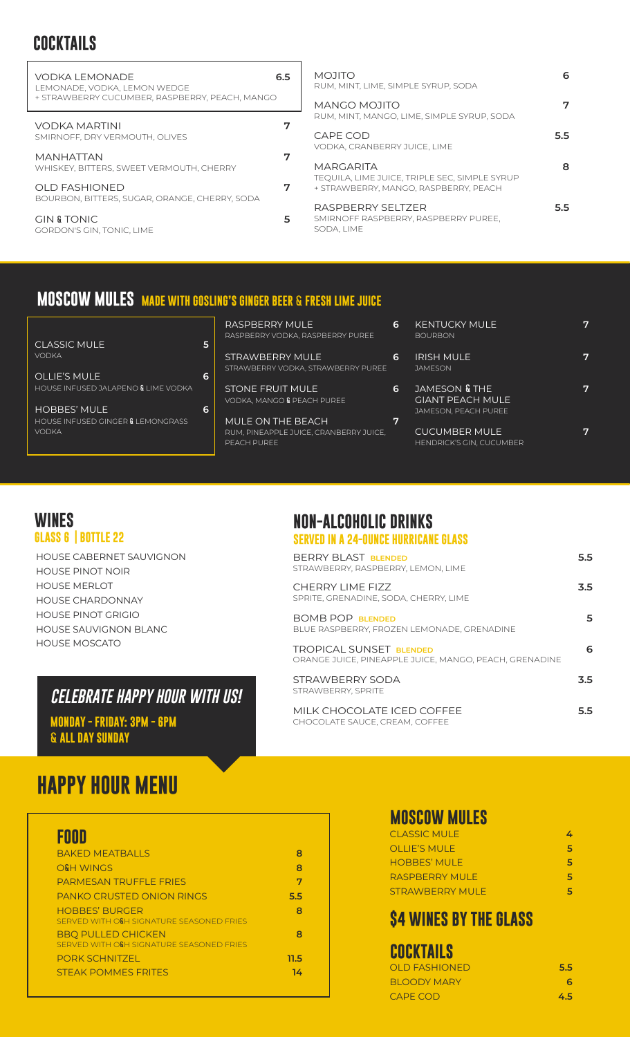# COCKTAILS

| | |
|---|---|
| **VODKA LEMONADE**<br>LEMONADE, VODKA, LEMON WEDGE<br>+ STRAWBERRY CUCUMBER, RASPBERRY, PEACH, MANGO | 6.5 |
| **VODKA MARTINI**<br>SMIRNOFF, DRY VERMOUTH, OLIVES | 7 |
| **MANHATTAN**<br>WHISKEY, BITTERS, SWEET VERMOUTH, CHERRY | 7 |
| **OLD FASHIONED**<br>BOURBON, BITTERS, SUGAR, ORANGE, CHERRY, SODA | 7 |
| **GIN & TONIC**<br>GORDON'S GIN, TONIC, LIME | 5 |
| **MOJITO**<br>RUM, MINT, LIME, SIMPLE SYRUP, SODA | 6 |
| **MANGO MOJITO**<br>RUM, MINT, MANGO, LIME, SIMPLE SYRUP, SODA | 7 |
| **CAPE COD**<br>VODKA, CRANBERRY JUICE, LIME | 5.5 |
| **MARGARITA**<br>TEQUILA, LIME JUICE, TRIPLE SEC, SIMPLE SYRUP<br>+ STRAWBERRY, MANGO, RASPBERRY, PEACH | 8 |
| **RASPBERRY SELTZER**<br>SMIRNOFF RASPBERRY, RASPBERRY PUREE, SODA, LIME | 5.5 |

# MOSCOW MULES MADE WITH GOSLING'S GINGER BEER & FRESH LIME JUICE

| | |
|---|---|
| **CLASSIC MULE**<br>VODKA | 5 |
| **OLLIE'S MULE**<br>HOUSE INFUSED JALAPENO & LIME VODKA | 6 |
| **HOBBES' MULE**<br>HOUSE INFUSED GINGER & LEMONGRASS VODKA | 6 |
| **RASPBERRY MULE**<br>RASPBERRY VODKA, RASPBERRY PUREE | 6 |
| **STRAWBERRY MULE**<br>STRAWBERRY VODKA, STRAWBERRY PUREE | 6 |
| **STONE FRUIT MULE**<br>VODKA, MANGO & PEACH PUREE | 6 |
| **MULE ON THE BEACH**<br>RUM, PINEAPPLE JUICE, CRANBERRY JUICE, PEACH PUREE | 7 |
| **KENTUCKY MULE**<br>BOURBON | 7 |
| **IRISH MULE**<br>JAMESON | 7 |
| **JAMESON & THE GIANT PEACH MULE**<br>JAMESON, PEACH PUREE | 7 |
| **CUCUMBER MULE**<br>HENDRICK'S GIN, CUCUMBER | 7 |

# WINES

## GLASS 6 | BOTTLE 22

- HOUSE CABERNET SAUVIGNON
- HOUSE PINOT NOIR
- HOUSE MERLOT
- HOUSE CHARDONNAY
- HOUSE PINOT GRIGIO
- HOUSE SAUVIGNON BLANC
- HOUSE MOSCATO

# NON-ALCOHOLIC DRINKS

## SERVED IN A 24-OUNCE HURRICANE GLASS

| | |
|---|---|
| **BERRY BLAST** BLENDED<br>STRAWBERRY, RASPBERRY, LEMON, LIME | 5.5 |
| **CHERRY LIME FIZZ**<br>SPRITE, GRENADINE, SODA, CHERRY, LIME | 3.5 |
| **BOMB POP** BLENDED<br>BLUE RASPBERRY, FROZEN LEMONADE, GRENADINE | 5 |
| **TROPICAL SUNSET** BLENDED<br>ORANGE JUICE, PINEAPPLE JUICE, MANGO, PEACH, GRENADINE | 6 |
| **STRAWBERRY SODA**<br>STRAWBERRY, SPRITE | 3.5 |
| **MILK CHOCOLATE ICED COFFEE**<br>CHOCOLATE SAUCE, CREAM, COFFEE | 5.5 |

*CELEBRATE HAPPY HOUR WITH US!*

**MONDAY - FRIDAY: 3PM - 6PM & ALL DAY SUNDAY**

# HAPPY HOUR MENU

## FOOD

| | |
|---|---|
| BAKED MEATBALLS | 8 |
| O&H WINGS | 8 |
| PARMESAN TRUFFLE FRIES | 7 |
| PANKO CRUSTED ONION RINGS | 5.5 |
| HOBBES' BURGER<br>SERVED WITH O&H SIGNATURE SEASONED FRIES | 8 |
| BBQ PULLED CHICKEN<br>SERVED WITH O&H SIGNATURE SEASONED FRIES | 8 |
| PORK SCHNITZEL | 11.5 |
| STEAK POMMES FRITES | 14 |

## MOSCOW MULES

| | |
|---|---|
| CLASSIC MULE | 4 |
| OLLIE'S MULE | 5 |
| HOBBES' MULE | 5 |
| RASPBERRY MULE | 5 |
| STRAWBERRY MULE | 5 |

## $4 WINES BY THE GLASS

## COCKTAILS

| | |
|---|---|
| OLD FASHIONED | 5.5 |
| BLOODY MARY | 6 |
| CAPE COD | 4.5 |